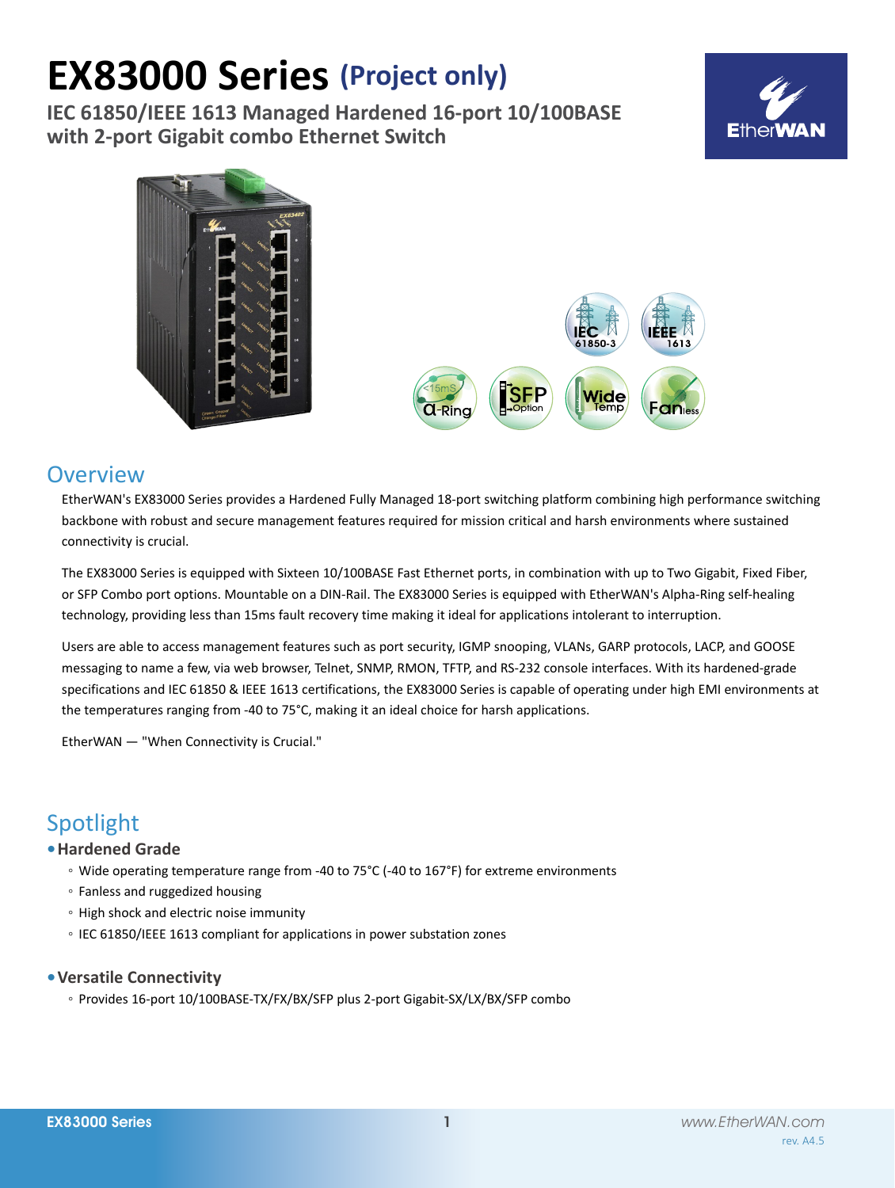# EX83000 Series (Project only)

**IEC 61850/IEEE 1613 Managed Hardened 16-port 10/100BASE with 2-port Gigabit combo Ethernet Switch**

## Overview

EtherWAN's EX83000 Series provides a Hardened Fully Managed 18-port switching platform combining high performance switching backbone with robust and secure management features required for mission critical and harsh environments where sustained connectivity is crucial.

The EX83000 Series is equipped with Sixteen 10/100BASE Fast Ethernet ports, in combination with up to Two Gigabit, Fixed Fiber, or SFP Combo port options. Mountable on a DIN-Rail. The EX83000 Series is equipped with EtherWAN's Alpha-Ring self-healing technology, providing less than 15ms fault recovery time making it ideal for applications intolerant to interruption.

Users are able to access management features such as port security, IGMP snooping, VLANs, GARP protocols, LACP, and GOOSE messaging to name a few, via web browser, Telnet, SNMP, RMON, TFTP, and RS-232 console interfaces. With its hardened-grade specifications and IEC 61850 & IEEE 1613 certifications, the EX83000 Series is capable of operating under high EMI environments at the temperatures ranging from -40 to 75°C, making it an ideal choice for harsh applications.

EtherWAN — "When Connectivity is Crucial."

## Spotlight

- **Hardened Grade**
  - Wide operating temperature range from -40 to 75°C (-40 to 167°F) for extreme environments
  - Fanless and ruggedized housing
  - High shock and electric noise immunity
  - IEC 61850/IEEE 1613 compliant for applications in power substation zones

- **Versatile Connectivity**
  - Provides 16-port 10/100BASE-TX/FX/BX/SFP plus 2-port Gigabit-SX/LX/BX/SFP combo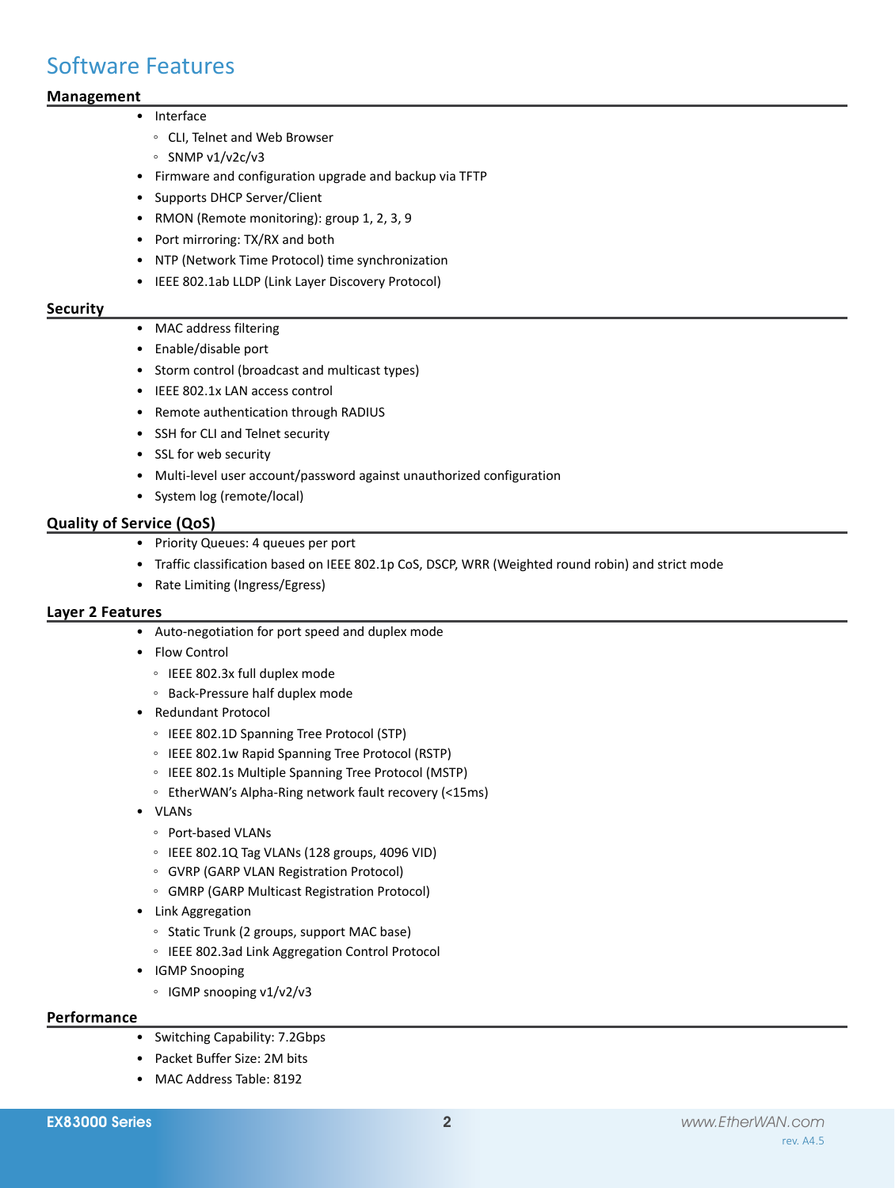# Software Features

## Management

- Interface
  - CLI, Telnet and Web Browser
  - SNMP v1/v2c/v3
- Firmware and configuration upgrade and backup via TFTP
- Supports DHCP Server/Client
- RMON (Remote monitoring): group 1, 2, 3, 9
- Port mirroring: TX/RX and both
- NTP (Network Time Protocol) time synchronization
- IEEE 802.1ab LLDP (Link Layer Discovery Protocol)

## Security

- MAC address filtering
- Enable/disable port
- Storm control (broadcast and multicast types)
- IEEE 802.1x LAN access control
- Remote authentication through RADIUS
- SSH for CLI and Telnet security
- SSL for web security
- Multi-level user account/password against unauthorized configuration
- System log (remote/local)

## Quality of Service (QoS)

- Priority Queues: 4 queues per port
- Traffic classification based on IEEE 802.1p CoS, DSCP, WRR (Weighted round robin) and strict mode
- Rate Limiting (Ingress/Egress)

## Layer 2 Features

- Auto-negotiation for port speed and duplex mode
- Flow Control
  - IEEE 802.3x full duplex mode
  - Back-Pressure half duplex mode
- Redundant Protocol
  - IEEE 802.1D Spanning Tree Protocol (STP)
  - IEEE 802.1w Rapid Spanning Tree Protocol (RSTP)
  - IEEE 802.1s Multiple Spanning Tree Protocol (MSTP)
  - EtherWAN's Alpha-Ring network fault recovery (<15ms)
- VLANs
  - Port-based VLANs
  - IEEE 802.1Q Tag VLANs (128 groups, 4096 VID)
  - GVRP (GARP VLAN Registration Protocol)
  - GMRP (GARP Multicast Registration Protocol)
- Link Aggregation
  - Static Trunk (2 groups, support MAC base)
  - IEEE 802.3ad Link Aggregation Control Protocol
- IGMP Snooping
  - IGMP snooping v1/v2/v3

## Performance

- Switching Capability: 7.2Gbps
- Packet Buffer Size: 2M bits
- MAC Address Table: 8192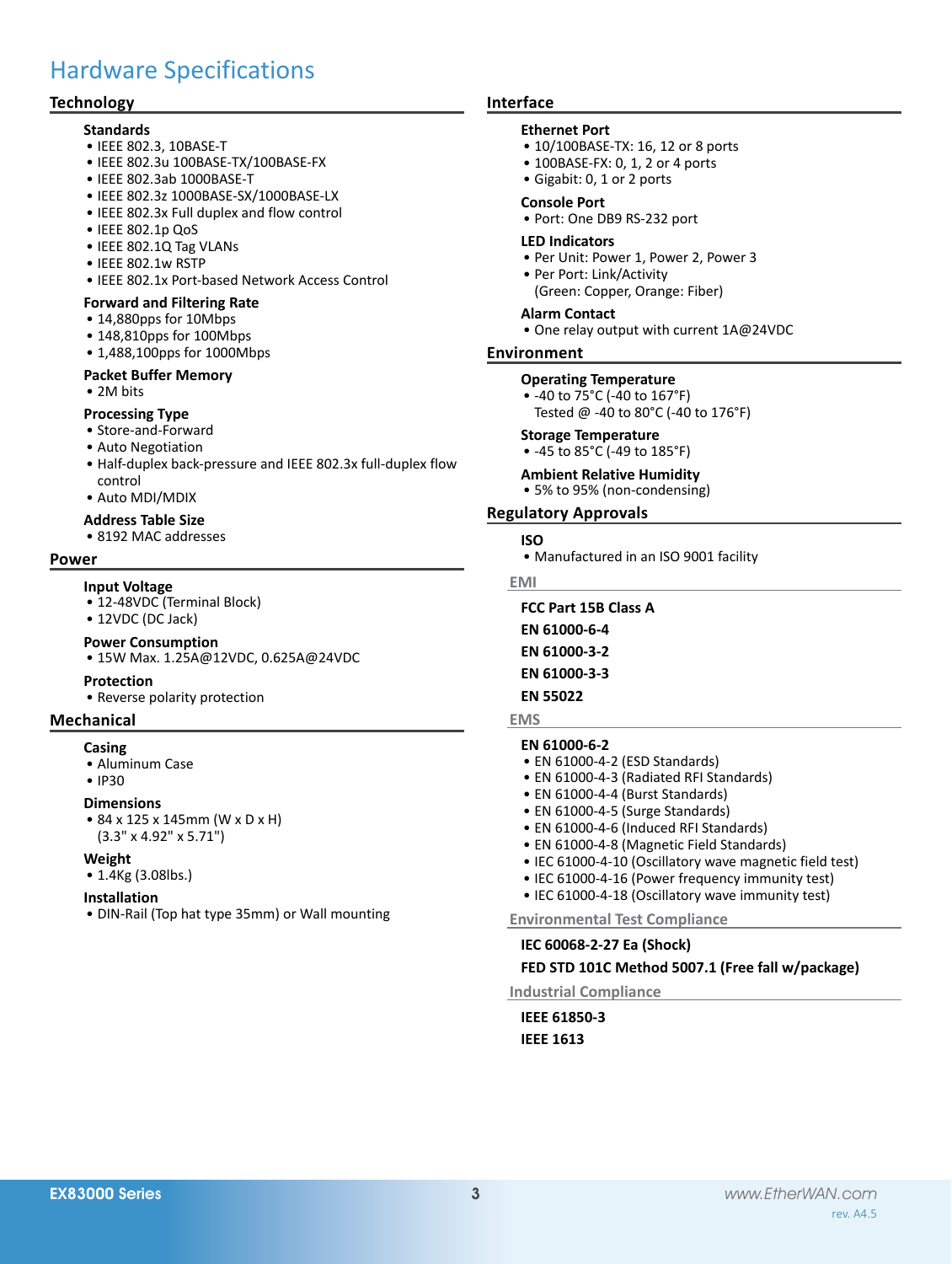# Hardware Specifications

## Technology

### Standards

- IEEE 802.3, 10BASE-T
- IEEE 802.3u 100BASE-TX/100BASE-FX
- IEEE 802.3ab 1000BASE-T
- IEEE 802.3z 1000BASE-SX/1000BASE-LX
- IEEE 802.3x Full duplex and flow control
- IEEE 802.1p QoS
- IEEE 802.1Q Tag VLANs
- IEEE 802.1w RSTP
- IEEE 802.1x Port-based Network Access Control

### Forward and Filtering Rate

- 14,880pps for 10Mbps
- 148,810pps for 100Mbps
- 1,488,100pps for 1000Mbps

### Packet Buffer Memory

- 2M bits

### Processing Type

- Store-and-Forward
- Auto Negotiation
- Half-duplex back-pressure and IEEE 802.3x full-duplex flow control
- Auto MDI/MDIX

### Address Table Size

- 8192 MAC addresses

## Power

### Input Voltage

- 12-48VDC (Terminal Block)
- 12VDC (DC Jack)

### Power Consumption

- 15W Max. 1.25A@12VDC, 0.625A@24VDC

### Protection

- Reverse polarity protection

## Mechanical

### Casing

- Aluminum Case
- IP30

### Dimensions

- 84 x 125 x 145mm (W x D x H) (3.3" x 4.92" x 5.71")

### Weight

- 1.4Kg (3.08lbs.)

### Installation

- DIN-Rail (Top hat type 35mm) or Wall mounting

## Interface

### Ethernet Port

- 10/100BASE-TX: 16, 12 or 8 ports
- 100BASE-FX: 0, 1, 2 or 4 ports
- Gigabit: 0, 1 or 2 ports

### Console Port

- Port: One DB9 RS-232 port

### LED Indicators

- Per Unit: Power 1, Power 2, Power 3
- Per Port: Link/Activity (Green: Copper, Orange: Fiber)

### Alarm Contact

- One relay output with current 1A@24VDC

## Environment

### Operating Temperature

- -40 to 75°C (-40 to 167°F) Tested @ -40 to 80°C (-40 to 176°F)

### Storage Temperature

- -45 to 85°C (-49 to 185°F)

### Ambient Relative Humidity

- 5% to 95% (non-condensing)

## Regulatory Approvals

### ISO

- Manufactured in an ISO 9001 facility

### EMI

**FCC Part 15B Class A**

**EN 61000-6-4**

**EN 61000-3-2**

**EN 61000-3-3**

**EN 55022**

### EMS

**EN 61000-6-2**

- EN 61000-4-2 (ESD Standards)
- EN 61000-4-3 (Radiated RFI Standards)
- EN 61000-4-4 (Burst Standards)
- EN 61000-4-5 (Surge Standards)
- EN 61000-4-6 (Induced RFI Standards)
- EN 61000-4-8 (Magnetic Field Standards)
- IEC 61000-4-10 (Oscillatory wave magnetic field test)
- IEC 61000-4-16 (Power frequency immunity test)
- IEC 61000-4-18 (Oscillatory wave immunity test)

### Environmental Test Compliance

**IEC 60068-2-27 Ea (Shock)**

**FED STD 101C Method 5007.1 (Free fall w/package)**

### Industrial Compliance

**IEEE 61850-3**

**IEEE 1613**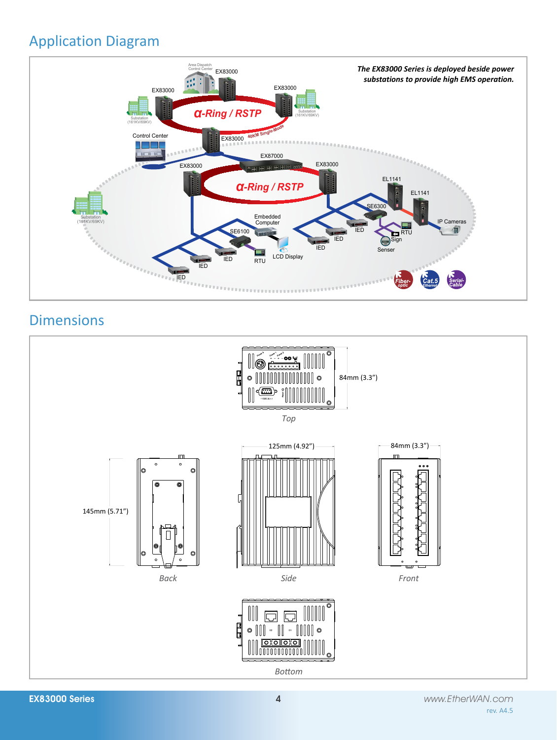## Application Diagram

*The EX83000 Series is deployed beside power substations to provide high EMS operation.*

Area Dispatch Control Center EX83000 EX83000 EX83000 Substation (161KV/69KV) Substation (161KV/69KV) α-Ring / RSTP Control Center EX83000 40KM Single-Mode EX87000 EX83000 EX83000 α-Ring / RSTP EL1141 EL1141 Substation (161KV/69KV) SE6300 IP Cameras Embedded Computer IED RTU SE6100 IED Sign IED Senser IED LCD Display IED RTU IED Fiber-optic Cat.5 Ethernet Serial-Cable

## Dimensions

84mm (3.3")

Top

125mm (4.92")

84mm (3.3")

145mm (5.71")

Back

Side

Front

Bottom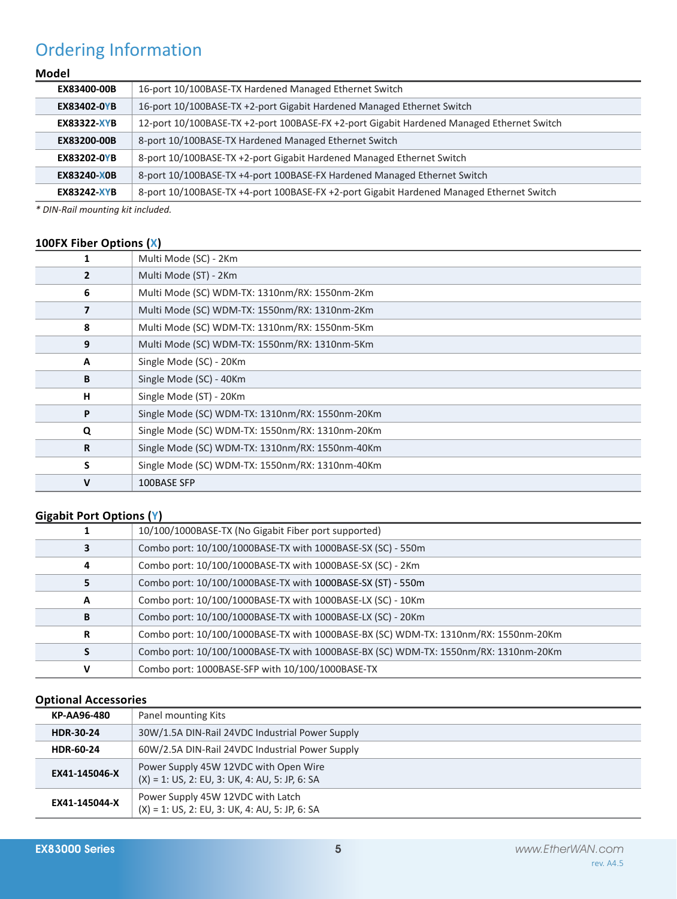# Ordering Information

### Model

| | |
|---|---|
| **EX83400-00B** | 16-port 10/100BASE-TX Hardened Managed Ethernet Switch |
| **EX83402-0YB** | 16-port 10/100BASE-TX +2-port Gigabit Hardened Managed Ethernet Switch |
| **EX83322-XYB** | 12-port 10/100BASE-TX +2-port 100BASE-FX +2-port Gigabit Hardened Managed Ethernet Switch |
| **EX83200-00B** | 8-port 10/100BASE-TX Hardened Managed Ethernet Switch |
| **EX83202-0YB** | 8-port 10/100BASE-TX +2-port Gigabit Hardened Managed Ethernet Switch |
| **EX83240-X0B** | 8-port 10/100BASE-TX +4-port 100BASE-FX Hardened Managed Ethernet Switch |
| **EX83242-XYB** | 8-port 10/100BASE-TX +4-port 100BASE-FX +2-port Gigabit Hardened Managed Ethernet Switch |

*\* DIN-Rail mounting kit included.*

### 100FX Fiber Options (X)

| | |
|---|---|
| **1** | Multi Mode (SC) - 2Km |
| **2** | Multi Mode (ST) - 2Km |
| **6** | Multi Mode (SC) WDM-TX: 1310nm/RX: 1550nm-2Km |
| **7** | Multi Mode (SC) WDM-TX: 1550nm/RX: 1310nm-2Km |
| **8** | Multi Mode (SC) WDM-TX: 1310nm/RX: 1550nm-5Km |
| **9** | Multi Mode (SC) WDM-TX: 1550nm/RX: 1310nm-5Km |
| **A** | Single Mode (SC) - 20Km |
| **B** | Single Mode (SC) - 40Km |
| **H** | Single Mode (ST) - 20Km |
| **P** | Single Mode (SC) WDM-TX: 1310nm/RX: 1550nm-20Km |
| **Q** | Single Mode (SC) WDM-TX: 1550nm/RX: 1310nm-20Km |
| **R** | Single Mode (SC) WDM-TX: 1310nm/RX: 1550nm-40Km |
| **S** | Single Mode (SC) WDM-TX: 1550nm/RX: 1310nm-40Km |
| **V** | 100BASE SFP |

### Gigabit Port Options (Y)

| | |
|---|---|
| **1** | 10/100/1000BASE-TX (No Gigabit Fiber port supported) |
| **3** | Combo port: 10/100/1000BASE-TX with 1000BASE-SX (SC) - 550m |
| **4** | Combo port: 10/100/1000BASE-TX with 1000BASE-SX (SC) - 2Km |
| **5** | Combo port: 10/100/1000BASE-TX with 1000BASE-SX (ST) - 550m |
| **A** | Combo port: 10/100/1000BASE-TX with 1000BASE-LX (SC) - 10Km |
| **B** | Combo port: 10/100/1000BASE-TX with 1000BASE-LX (SC) - 20Km |
| **R** | Combo port: 10/100/1000BASE-TX with 1000BASE-BX (SC) WDM-TX: 1310nm/RX: 1550nm-20Km |
| **S** | Combo port: 10/100/1000BASE-TX with 1000BASE-BX (SC) WDM-TX: 1550nm/RX: 1310nm-20Km |
| **V** | Combo port: 1000BASE-SFP with 10/100/1000BASE-TX |

### Optional Accessories

| | |
|---|---|
| **KP-AA96-480** | Panel mounting Kits |
| **HDR-30-24** | 30W/1.5A DIN-Rail 24VDC Industrial Power Supply |
| **HDR-60-24** | 60W/2.5A DIN-Rail 24VDC Industrial Power Supply |
| **EX41-145046-X** | Power Supply 45W 12VDC with Open Wire<br>(X) = 1: US, 2: EU, 3: UK, 4: AU, 5: JP, 6: SA |
| **EX41-145044-X** | Power Supply 45W 12VDC with Latch<br>(X) = 1: US, 2: EU, 3: UK, 4: AU, 5: JP, 6: SA |